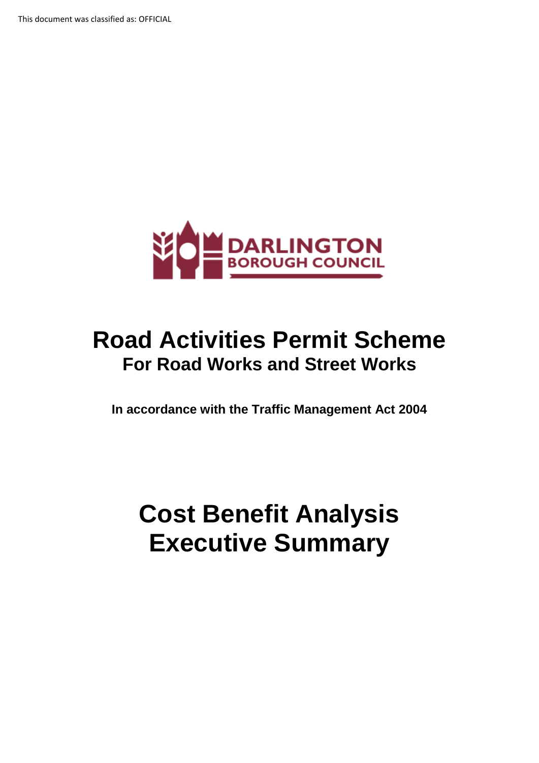This document was classified as: OFFICIAL

DARLINGTON BOROUGH COUNCIL

# Road Activities Permit Scheme

## For Road Works and Street Works

**In accordance with the Traffic Management Act 2004**

# Cost Benefit Analysis Executive Summary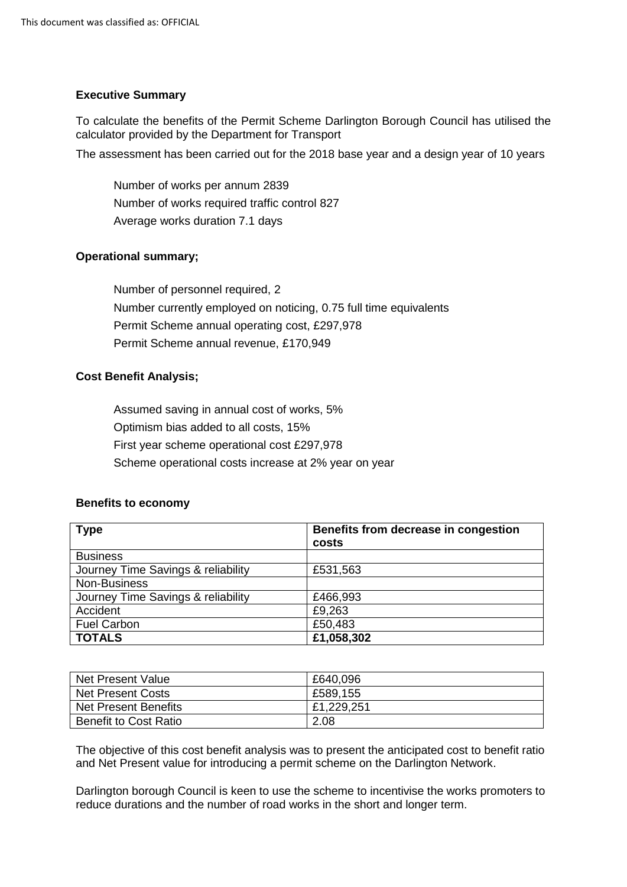**Executive Summary**

To calculate the benefits of the Permit Scheme Darlington Borough Council has utilised the calculator provided by the Department for Transport

The assessment has been carried out for the 2018 base year and a design year of 10 years

Number of works per annum 2839
Number of works required traffic control 827
Average works duration 7.1 days

**Operational summary;**

Number of personnel required, 2
Number currently employed on noticing, 0.75 full time equivalents
Permit Scheme annual operating cost, £297,978
Permit Scheme annual revenue, £170,949

**Cost Benefit Analysis;**

Assumed saving in annual cost of works, 5%
Optimism bias added to all costs, 15%
First year scheme operational cost £297,978
Scheme operational costs increase at 2% year on year

**Benefits to economy**

| **Type** | **Benefits from decrease in congestion costs** |
|---|---|
| Business | |
| Journey Time Savings & reliability | £531,563 |
| Non-Business | |
| Journey Time Savings & reliability | £466,993 |
| Accident | £9,263 |
| Fuel Carbon | £50,483 |
| **TOTALS** | **£1,058,302** |

| | |
|---|---|
| Net Present Value | £640,096 |
| Net Present Costs | £589,155 |
| Net Present Benefits | £1,229,251 |
| Benefit to Cost Ratio | 2.08 |

The objective of this cost benefit analysis was to present the anticipated cost to benefit ratio and Net Present value for introducing a permit scheme on the Darlington Network.

Darlington borough Council is keen to use the scheme to incentivise the works promoters to reduce durations and the number of road works in the short and longer term.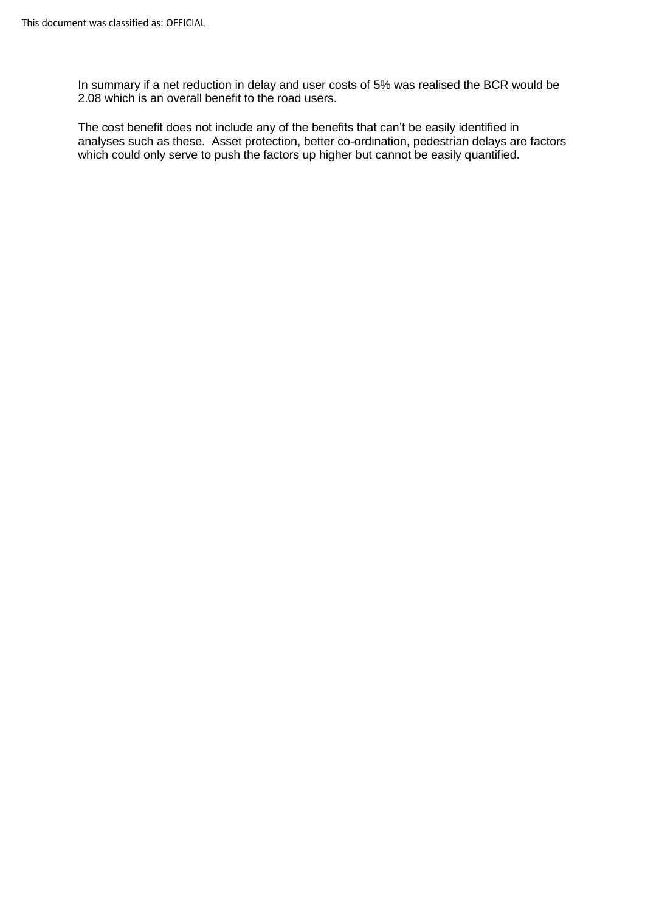In summary if a net reduction in delay and user costs of 5% was realised the BCR would be 2.08 which is an overall benefit to the road users.

The cost benefit does not include any of the benefits that can't be easily identified in analyses such as these. Asset protection, better co-ordination, pedestrian delays are factors which could only serve to push the factors up higher but cannot be easily quantified.